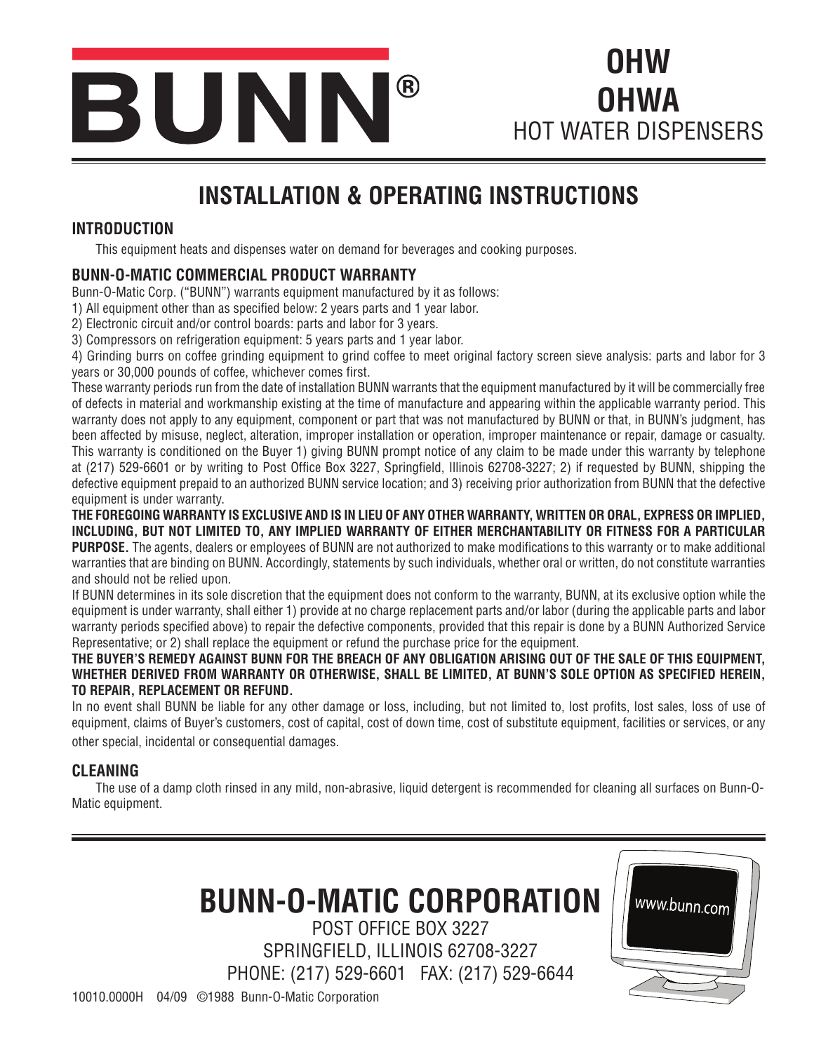# BUNN®

# OHW
# OHWA
# HOT WATER DISPENSERS

## INSTALLATION & OPERATING INSTRUCTIONS

### INTRODUCTION

This equipment heats and dispenses water on demand for beverages and cooking purposes.

### BUNN-O-MATIC COMMERCIAL PRODUCT WARRANTY

Bunn-O-Matic Corp. ("BUNN") warrants equipment manufactured by it as follows:

1) All equipment other than as specified below: 2 years parts and 1 year labor.
2) Electronic circuit and/or control boards: parts and labor for 3 years.
3) Compressors on refrigeration equipment: 5 years parts and 1 year labor.
4) Grinding burrs on coffee grinding equipment to grind coffee to meet original factory screen sieve analysis: parts and labor for 3 years or 30,000 pounds of coffee, whichever comes first.

These warranty periods run from the date of installation BUNN warrants that the equipment manufactured by it will be commercially free of defects in material and workmanship existing at the time of manufacture and appearing within the applicable warranty period. This warranty does not apply to any equipment, component or part that was not manufactured by BUNN or that, in BUNN's judgment, has been affected by misuse, neglect, alteration, improper installation or operation, improper maintenance or repair, damage or casualty. This warranty is conditioned on the Buyer 1) giving BUNN prompt notice of any claim to be made under this warranty by telephone at (217) 529-6601 or by writing to Post Office Box 3227, Springfield, Illinois 62708-3227; 2) if requested by BUNN, shipping the defective equipment prepaid to an authorized BUNN service location; and 3) receiving prior authorization from BUNN that the defective equipment is under warranty.

**THE FOREGOING WARRANTY IS EXCLUSIVE AND IS IN LIEU OF ANY OTHER WARRANTY, WRITTEN OR ORAL, EXPRESS OR IMPLIED, INCLUDING, BUT NOT LIMITED TO, ANY IMPLIED WARRANTY OF EITHER MERCHANTABILITY OR FITNESS FOR A PARTICULAR PURPOSE.** The agents, dealers or employees of BUNN are not authorized to make modifications to this warranty or to make additional warranties that are binding on BUNN. Accordingly, statements by such individuals, whether oral or written, do not constitute warranties and should not be relied upon.

If BUNN determines in its sole discretion that the equipment does not conform to the warranty, BUNN, at its exclusive option while the equipment is under warranty, shall either 1) provide at no charge replacement parts and/or labor (during the applicable parts and labor warranty periods specified above) to repair the defective components, provided that this repair is done by a BUNN Authorized Service Representative; or 2) shall replace the equipment or refund the purchase price for the equipment.

**THE BUYER'S REMEDY AGAINST BUNN FOR THE BREACH OF ANY OBLIGATION ARISING OUT OF THE SALE OF THIS EQUIPMENT, WHETHER DERIVED FROM WARRANTY OR OTHERWISE, SHALL BE LIMITED, AT BUNN'S SOLE OPTION AS SPECIFIED HEREIN, TO REPAIR, REPLACEMENT OR REFUND.**

In no event shall BUNN be liable for any other damage or loss, including, but not limited to, lost profits, lost sales, loss of use of equipment, claims of Buyer's customers, cost of capital, cost of down time, cost of substitute equipment, facilities or services, or any other special, incidental or consequential damages.

### CLEANING

The use of a damp cloth rinsed in any mild, non-abrasive, liquid detergent is recommended for cleaning all surfaces on Bunn-O-Matic equipment.

## BUNN-O-MATIC CORPORATION

POST OFFICE BOX 3227
SPRINGFIELD, ILLINOIS 62708-3227
PHONE: (217) 529-6601 FAX: (217) 529-6644

www.bunn.com

10010.0000H 04/09 ©1988 Bunn-O-Matic Corporation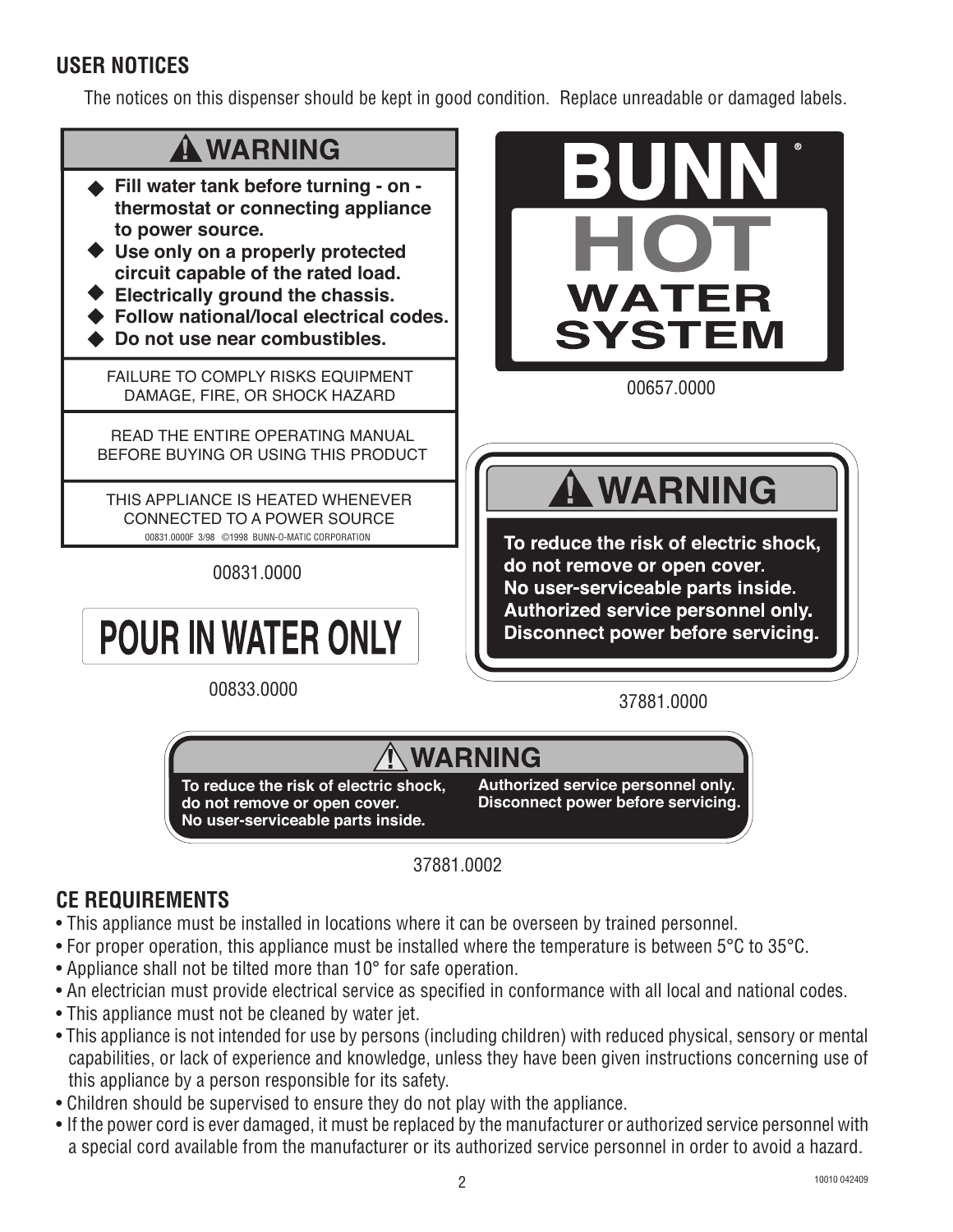## USER NOTICES

The notices on this dispenser should be kept in good condition. Replace unreadable or damaged labels.

**⚠ WARNING**

- **Fill water tank before turning - on - thermostat or connecting appliance to power source.**
- **Use only on a properly protected circuit capable of the rated load.**
- **Electrically ground the chassis.**
- **Follow national/local electrical codes.**
- **Do not use near combustibles.**

FAILURE TO COMPLY RISKS EQUIPMENT DAMAGE, FIRE, OR SHOCK HAZARD

READ THE ENTIRE OPERATING MANUAL BEFORE BUYING OR USING THIS PRODUCT

THIS APPLIANCE IS HEATED WHENEVER CONNECTED TO A POWER SOURCE

00831.0000F 3/98 ©1998 BUNN-O-MATIC CORPORATION

00831.0000

**BUNN® HOT WATER SYSTEM**

00657.0000

**POUR IN WATER ONLY**

00833.0000

**⚠ WARNING**

**To reduce the risk of electric shock, do not remove or open cover. No user-serviceable parts inside. Authorized service personnel only. Disconnect power before servicing.**

37881.0000

**⚠ WARNING**

**To reduce the risk of electric shock, do not remove or open cover. No user-serviceable parts inside. Authorized service personnel only. Disconnect power before servicing.**

37881.0002

## CE REQUIREMENTS

- This appliance must be installed in locations where it can be overseen by trained personnel.
- For proper operation, this appliance must be installed where the temperature is between 5°C to 35°C.
- Appliance shall not be tilted more than 10° for safe operation.
- An electrician must provide electrical service as specified in conformance with all local and national codes.
- This appliance must not be cleaned by water jet.
- This appliance is not intended for use by persons (including children) with reduced physical, sensory or mental capabilities, or lack of experience and knowledge, unless they have been given instructions concerning use of this appliance by a person responsible for its safety.
- Children should be supervised to ensure they do not play with the appliance.
- If the power cord is ever damaged, it must be replaced by the manufacturer or authorized service personnel with a special cord available from the manufacturer or its authorized service personnel in order to avoid a hazard.

10010 042409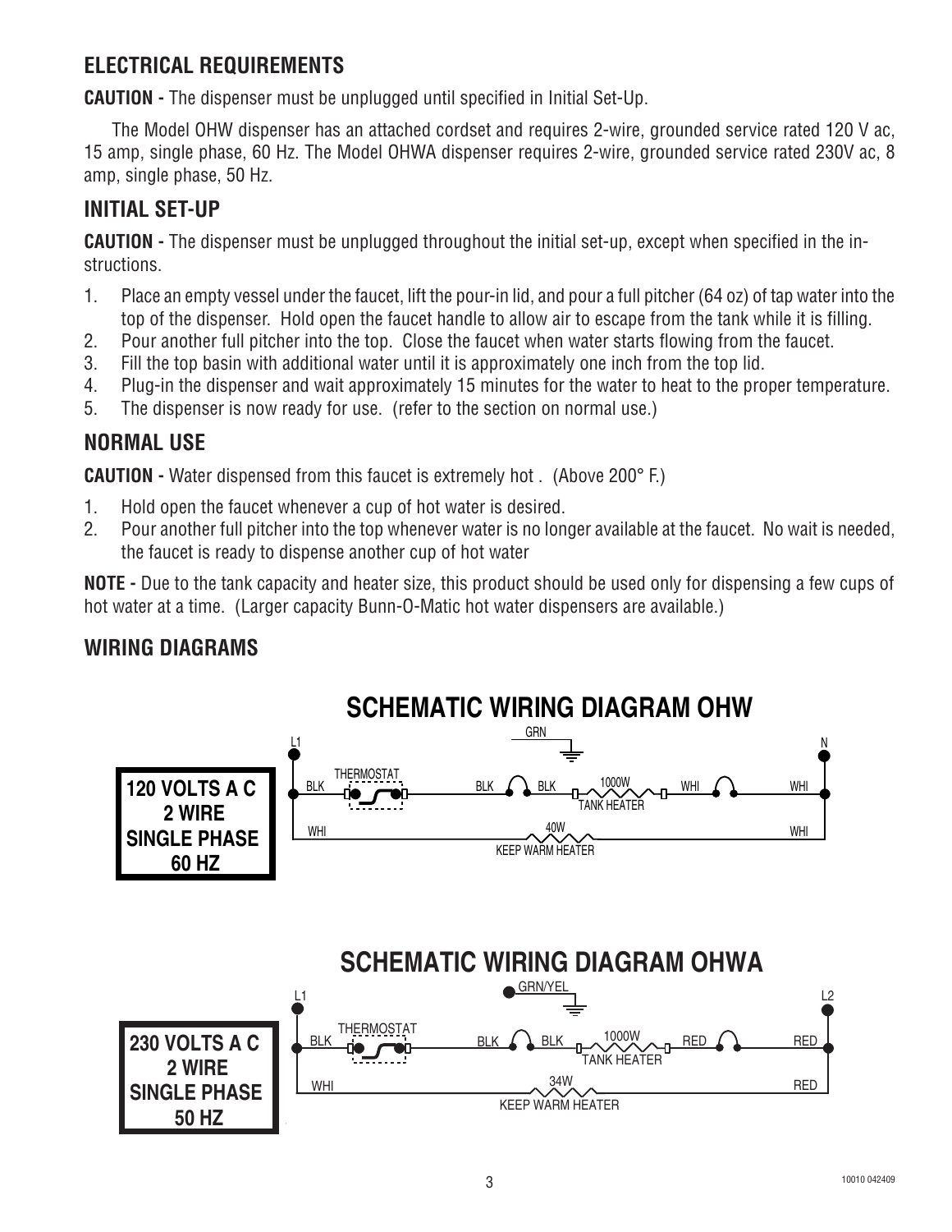## ELECTRICAL REQUIREMENTS

**CAUTION -** The dispenser must be unplugged until specified in Initial Set-Up.

The Model OHW dispenser has an attached cordset and requires 2-wire, grounded service rated 120 V ac, 15 amp, single phase, 60 Hz. The Model OHWA dispenser requires 2-wire, grounded service rated 230V ac, 8 amp, single phase, 50 Hz.

## INITIAL SET-UP

**CAUTION -** The dispenser must be unplugged throughout the initial set-up, except when specified in the instructions.

1. Place an empty vessel under the faucet, lift the pour-in lid, and pour a full pitcher (64 oz) of tap water into the top of the dispenser. Hold open the faucet handle to allow air to escape from the tank while it is filling.
2. Pour another full pitcher into the top. Close the faucet when water starts flowing from the faucet.
3. Fill the top basin with additional water until it is approximately one inch from the top lid.
4. Plug-in the dispenser and wait approximately 15 minutes for the water to heat to the proper temperature.
5. The dispenser is now ready for use. (refer to the section on normal use.)

## NORMAL USE

**CAUTION -** Water dispensed from this faucet is extremely hot . (Above 200° F.)

1. Hold open the faucet whenever a cup of hot water is desired.
2. Pour another full pitcher into the top whenever water is no longer available at the faucet. No wait is needed, the faucet is ready to dispense another cup of hot water

**NOTE -** Due to the tank capacity and heater size, this product should be used only for dispensing a few cups of hot water at a time. (Larger capacity Bunn-O-Matic hot water dispensers are available.)

## WIRING DIAGRAMS

### SCHEMATIC WIRING DIAGRAM OHW

**120 VOLTS A C**
**2 WIRE**
**SINGLE PHASE**
**60 HZ**

L1
GRN
N
BLK
THERMOSTAT
BLK
BLK
1000W
TANK HEATER
WHI
WHI
WHI
40W
KEEP WARM HEATER
WHI

### SCHEMATIC WIRING DIAGRAM OHWA

**230 VOLTS A C**
**2 WIRE**
**SINGLE PHASE**
**50 HZ**

L1
GRN/YEL
L2
BLK
THERMOSTAT
BLK
BLK
1000W
TANK HEATER
RED
RED
WHI
34W
KEEP WARM HEATER
RED

10010 042409